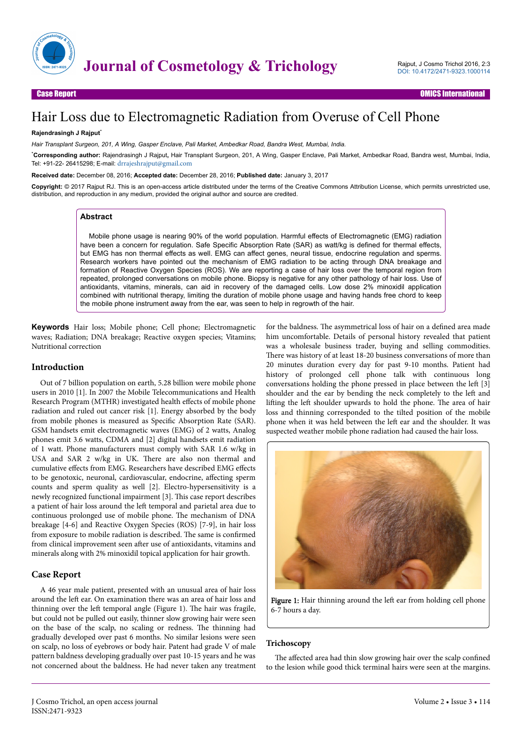Case Report

# Hair Loss due to Electromagnetic Radiation from Overuse of Cell Phone

**Rajendrasingh J Rajput***

*Hair Transplant Surgeon, 201, A Wing, Gasper Enclave, Pali Market, Ambedkar Road, Bandra West, Mumbai, India.*

***Corresponding author:** Rajendrasingh J Rajput, Hair Transplant Surgeon, 201, A Wing, Gasper Enclave, Pali Market, Ambedkar Road, Bandra west, Mumbai, India, Tel: +91-22- 26415298; E-mail: drrajeshrajput@gmail.com

**Received date:** December 08, 2016; **Accepted date:** December 28, 2016; **Published date:** January 3, 2017

**Copyright:** © 2017 Rajput RJ. This is an open-access article distributed under the terms of the Creative Commons Attribution License, which permits unrestricted use, distribution, and reproduction in any medium, provided the original author and source are credited.

## Abstract

Mobile phone usage is nearing 90% of the world population. Harmful effects of Electromagnetic (EMG) radiation have been a concern for regulation. Safe Specific Absorption Rate (SAR) as watt/kg is defined for thermal effects, but EMG has non thermal effects as well. EMG can affect genes, neural tissue, endocrine regulation and sperms. Research workers have pointed out the mechanism of EMG radiation to be acting through DNA breakage and formation of Reactive Oxygen Species (ROS). We are reporting a case of hair loss over the temporal region from repeated, prolonged conversations on mobile phone. Biopsy is negative for any other pathology of hair loss. Use of antioxidants, vitamins, minerals, can aid in recovery of the damaged cells. Low dose 2% minoxidil application combined with nutritional therapy, limiting the duration of mobile phone usage and having hands free chord to keep the mobile phone instrument away from the ear, was seen to help in regrowth of the hair.

**Keywords** Hair loss; Mobile phone; Cell phone; Electromagnetic waves; Radiation; DNA breakage; Reactive oxygen species; Vitamins; Nutritional correction

## Introduction

Out of 7 billion population on earth, 5.28 billion were mobile phone users in 2010 [1]. In 2007 the Mobile Telecommunications and Health Research Program (MTHR) investigated health effects of mobile phone radiation and ruled out cancer risk [1]. Energy absorbed by the body from mobile phones is measured as Specific Absorption Rate (SAR). GSM handsets emit electromagnetic waves (EMG) of 2 watts, Analog phones emit 3.6 watts, CDMA and [2] digital handsets emit radiation of 1 watt. Phone manufacturers must comply with SAR 1.6 w/kg in USA and SAR 2 w/kg in UK. There are also non thermal and cumulative effects from EMG. Researchers have described EMG effects to be genotoxic, neuronal, cardiovascular, endocrine, affecting sperm counts and sperm quality as well [2]. Electro-hypersensitivity is a newly recognized functional impairment [3]. This case report describes a patient of hair loss around the left temporal and parietal area due to continuous prolonged use of mobile phone. The mechanism of DNA breakage [4-6] and Reactive Oxygen Species (ROS) [7-9], in hair loss from exposure to mobile radiation is described. The same is confirmed from clinical improvement seen after use of antioxidants, vitamins and minerals along with 2% minoxidil topical application for hair growth.

## Case Report

A 46 year male patient, presented with an unusual area of hair loss around the left ear. On examination there was an area of hair loss and thinning over the left temporal angle (Figure 1). The hair was fragile, but could not be pulled out easily, thinner slow growing hair were seen on the base of the scalp, no scaling or redness. The thinning had gradually developed over past 6 months. No similar lesions were seen on scalp, no loss of eyebrows or body hair. Patent had grade V of male pattern baldness developing gradually over past 10-15 years and he was not concerned about the baldness. He had never taken any treatment for the baldness. The asymmetrical loss of hair on a defined area made him uncomfortable. Details of personal history revealed that patient was a wholesale business trader, buying and selling commodities. There was history of at least 18-20 business conversations of more than 20 minutes duration every day for past 9-10 months. Patient had history of prolonged cell phone talk with continuous long conversations holding the phone pressed in place between the left [3] shoulder and the ear by bending the neck completely to the left and lifting the left shoulder upwards to hold the phone. The area of hair loss and thinning corresponded to the tilted position of the mobile phone when it was held between the left ear and the shoulder. It was suspected weather mobile phone radiation had caused the hair loss.

Figure 1: Hair thinning around the left ear from holding cell phone 6-7 hours a day.

### Trichoscopy

The affected area had thin slow growing hair over the scalp confined to the lesion while good thick terminal hairs were seen at the margins.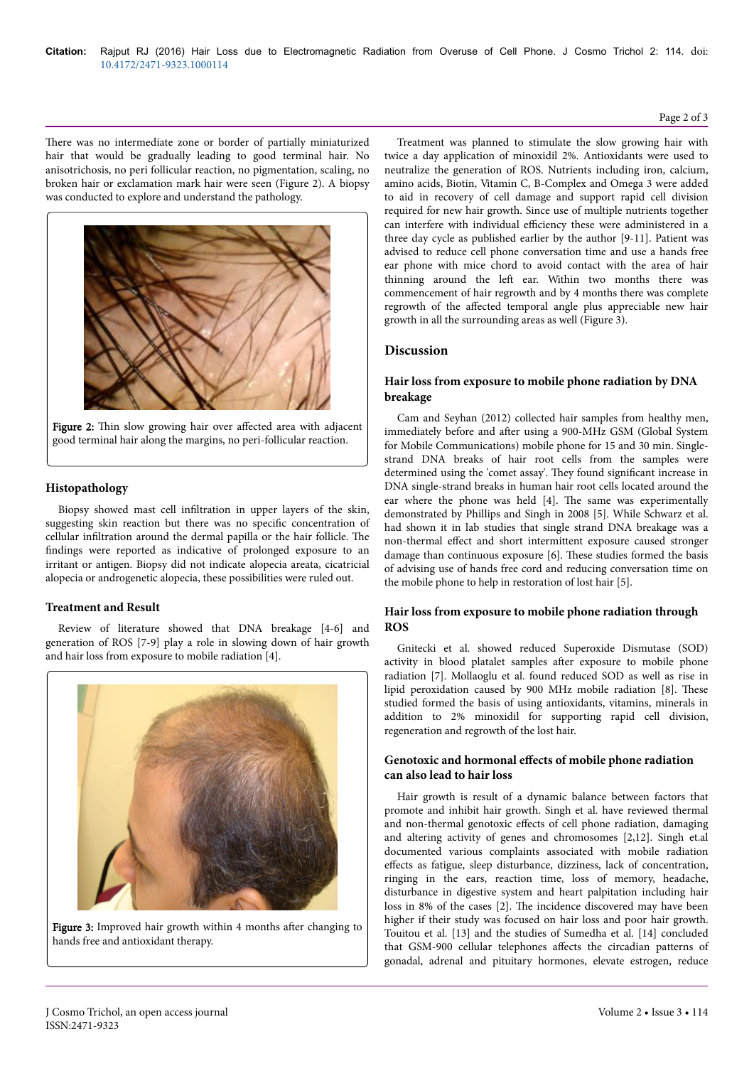There was no intermediate zone or border of partially miniaturized hair that would be gradually leading to good terminal hair. No anisotrichosis, no peri follicular reaction, no pigmentation, scaling, no broken hair or exclamation mark hair were seen (Figure 2). A biopsy was conducted to explore and understand the pathology.

**Figure 2:** Thin slow growing hair over affected area with adjacent good terminal hair along the margins, no peri-follicular reaction.

### Histopathology

Biopsy showed mast cell infiltration in upper layers of the skin, suggesting skin reaction but there was no specific concentration of cellular infiltration around the dermal papilla or the hair follicle. The findings were reported as indicative of prolonged exposure to an irritant or antigen. Biopsy did not indicate alopecia areata, cicatricial alopecia or androgenetic alopecia, these possibilities were ruled out.

### Treatment and Result

Review of literature showed that DNA breakage [4-6] and generation of ROS [7-9] play a role in slowing down of hair growth and hair loss from exposure to mobile radiation [4].

**Figure 3:** Improved hair growth within 4 months after changing to hands free and antioxidant therapy.

Treatment was planned to stimulate the slow growing hair with twice a day application of minoxidil 2%. Antioxidants were used to neutralize the generation of ROS. Nutrients including iron, calcium, amino acids, Biotin, Vitamin C, B-Complex and Omega 3 were added to aid in recovery of cell damage and support rapid cell division required for new hair growth. Since use of multiple nutrients together can interfere with individual efficiency these were administered in a three day cycle as published earlier by the author [9-11]. Patient was advised to reduce cell phone conversation time and use a hands free ear phone with mice chord to avoid contact with the area of hair thinning around the left ear. Within two months there was commencement of hair regrowth and by 4 months there was complete regrowth of the affected temporal angle plus appreciable new hair growth in all the surrounding areas as well (Figure 3).

## Discussion

### Hair loss from exposure to mobile phone radiation by DNA breakage

Cam and Seyhan (2012) collected hair samples from healthy men, immediately before and after using a 900-MHz GSM (Global System for Mobile Communications) mobile phone for 15 and 30 min. Single-strand DNA breaks of hair root cells from the samples were determined using the 'comet assay'. They found significant increase in DNA single-strand breaks in human hair root cells located around the ear where the phone was held [4]. The same was experimentally demonstrated by Phillips and Singh in 2008 [5]. While Schwarz et al. had shown it in lab studies that single strand DNA breakage was a non-thermal effect and short intermittent exposure caused stronger damage than continuous exposure [6]. These studies formed the basis of advising use of hands free cord and reducing conversation time on the mobile phone to help in restoration of lost hair [5].

### Hair loss from exposure to mobile phone radiation through ROS

Gnitecki et al. showed reduced Superoxide Dismutase (SOD) activity in blood platalet samples after exposure to mobile phone radiation [7]. Mollaoglu et al. found reduced SOD as well as rise in lipid peroxidation caused by 900 MHz mobile radiation [8]. These studied formed the basis of using antioxidants, vitamins, minerals in addition to 2% minoxidil for supporting rapid cell division, regeneration and regrowth of the lost hair.

### Genotoxic and hormonal effects of mobile phone radiation can also lead to hair loss

Hair growth is result of a dynamic balance between factors that promote and inhibit hair growth. Singh et al. have reviewed thermal and non-thermal genotoxic effects of cell phone radiation, damaging and altering activity of genes and chromosomes [2,12]. Singh et.al documented various complaints associated with mobile radiation effects as fatigue, sleep disturbance, dizziness, lack of concentration, ringing in the ears, reaction time, loss of memory, headache, disturbance in digestive system and heart palpitation including hair loss in 8% of the cases [2]. The incidence discovered may have been higher if their study was focused on hair loss and poor hair growth. Touitou et al. [13] and the studies of Sumedha et al. [14] concluded that GSM-900 cellular telephones affects the circadian patterns of gonadal, adrenal and pituitary hormones, elevate estrogen, reduce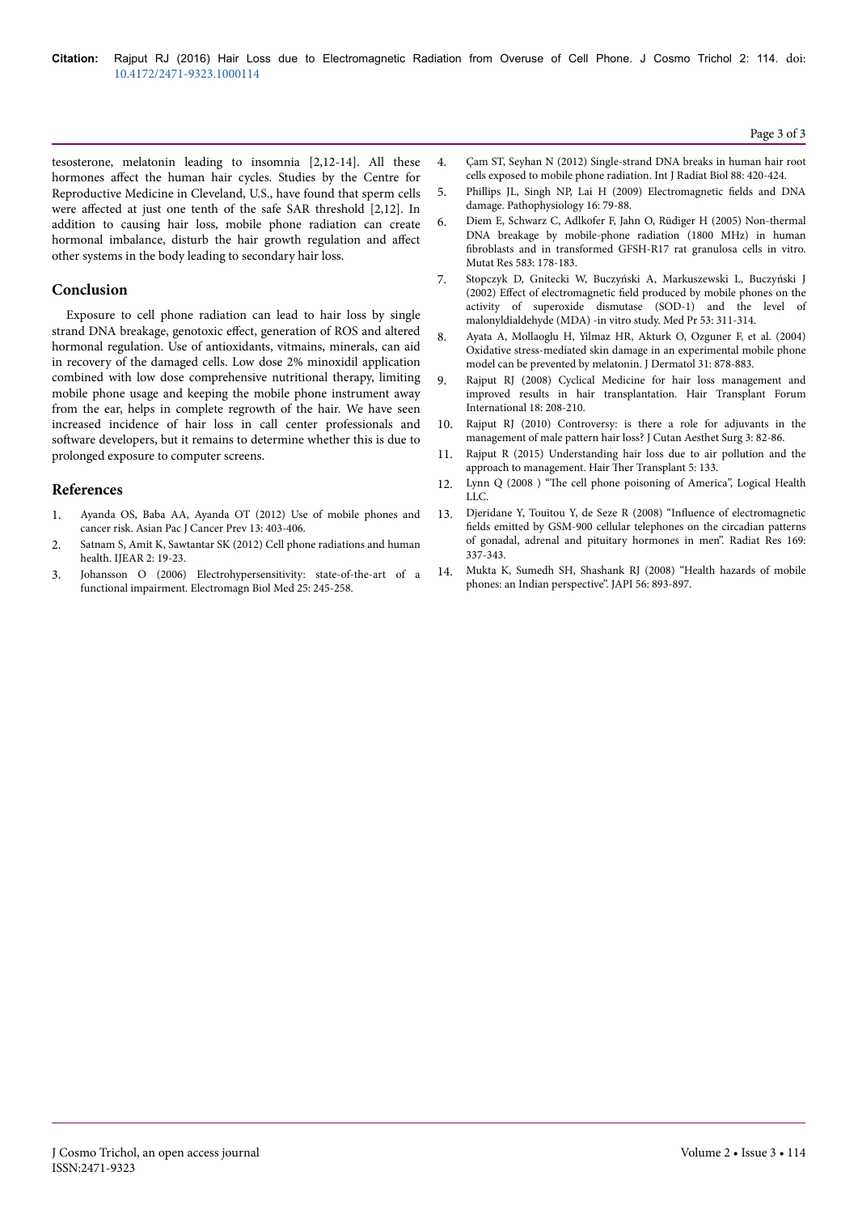tesosterone, melatonin leading to insomnia [2,12-14]. All these hormones affect the human hair cycles. Studies by the Centre for Reproductive Medicine in Cleveland, U.S., have found that sperm cells were affected at just one tenth of the safe SAR threshold [2,12]. In addition to causing hair loss, mobile phone radiation can create hormonal imbalance, disturb the hair growth regulation and affect other systems in the body leading to secondary hair loss.

## Conclusion

Exposure to cell phone radiation can lead to hair loss by single strand DNA breakage, genotoxic effect, generation of ROS and altered hormonal regulation. Use of antioxidants, vitmains, minerals, can aid in recovery of the damaged cells. Low dose 2% minoxidil application combined with low dose comprehensive nutritional therapy, limiting mobile phone usage and keeping the mobile phone instrument away from the ear, helps in complete regrowth of the hair. We have seen increased incidence of hair loss in call center professionals and software developers, but it remains to determine whether this is due to prolonged exposure to computer screens.

## References

1. Ayanda OS, Baba AA, Ayanda OT (2012) Use of mobile phones and cancer risk. Asian Pac J Cancer Prev 13: 403-406.
2. Satnam S, Amit K, Sawtantar SK (2012) Cell phone radiations and human health. IJEAR 2: 19-23.
3. Johansson O (2006) Electrohypersensitivity: state-of-the-art of a functional impairment. Electromagn Biol Med 25: 245-258.
4. Çam ST, Seyhan N (2012) Single-strand DNA breaks in human hair root cells exposed to mobile phone radiation. Int J Radiat Biol 88: 420-424.
5. Phillips JL, Singh NP, Lai H (2009) Electromagnetic fields and DNA damage. Pathophysiology 16: 79-88.
6. Diem E, Schwarz C, Adlkofer F, Jahn O, Rüdiger H (2005) Non-thermal DNA breakage by mobile-phone radiation (1800 MHz) in human fibroblasts and in transformed GFSH-R17 rat granulosa cells in vitro. Mutat Res 583: 178-183.
7. Stopczyk D, Gnitecki W, Buczyński A, Markuszewski L, Buczyński J (2002) Effect of electromagnetic field produced by mobile phones on the activity of superoxide dismutase (SOD-1) and the level of malonyldialdehyde (MDA) -in vitro study. Med Pr 53: 311-314.
8. Ayata A, Mollaoglu H, Yilmaz HR, Akturk O, Ozguner F, et al. (2004) Oxidative stress-mediated skin damage in an experimental mobile phone model can be prevented by melatonin. J Dermatol 31: 878-883.
9. Rajput RJ (2008) Cyclical Medicine for hair loss management and improved results in hair transplantation. Hair Transplant Forum International 18: 208-210.
10. Rajput RJ (2010) Controversy: is there a role for adjuvants in the management of male pattern hair loss? J Cutan Aesthet Surg 3: 82-86.
11. Rajput R (2015) Understanding hair loss due to air pollution and the approach to management. Hair Ther Transplant 5: 133.
12. Lynn Q (2008 ) "The cell phone poisoning of America", Logical Health LLC.
13. Djeridane Y, Touitou Y, de Seze R (2008) "Influence of electromagnetic fields emitted by GSM-900 cellular telephones on the circadian patterns of gonadal, adrenal and pituitary hormones in men". Radiat Res 169: 337-343.
14. Mukta K, Sumedh SH, Shashank RJ (2008) "Health hazards of mobile phones: an Indian perspective". JAPI 56: 893-897.